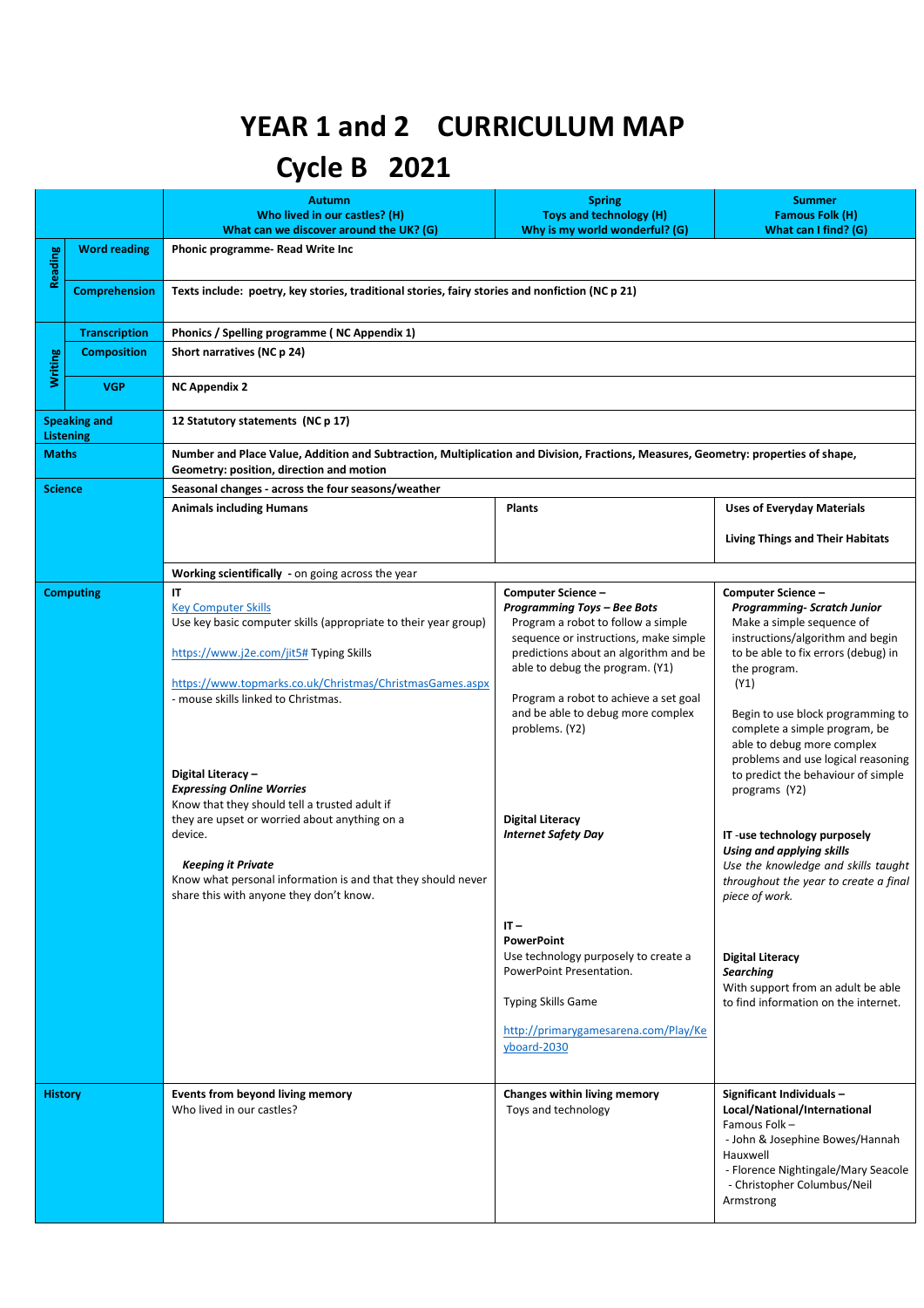# YEAR 1 and 2 CURRICULUM MAP

## Cycle B 2021

| | | **Autumn**<br>**Who lived in our castles? (H)**<br>**What can we discover around the UK? (G)** | **Spring**<br>**Toys and technology (H)**<br>**Why is my world wonderful? (G)** | **Summer**<br>**Famous Folk (H)**<br>**What can I find? (G)** |
|---|---|---|---|---|
| **Reading** | **Word reading** | **Phonic programme- Read Write Inc** | | |
| | **Comprehension** | **Texts include: poetry, key stories, traditional stories, fairy stories and nonfiction (NC p 21)** | | |
| **Writing** | **Transcription** | **Phonics / Spelling programme ( NC Appendix 1)** | | |
| | **Composition** | **Short narratives (NC p 24)** | | |
| | **VGP** | **NC Appendix 2** | | |
| **Speaking and Listening** | | **12 Statutory statements (NC p 17)** | | |
| **Maths** | | **Number and Place Value, Addition and Subtraction, Multiplication and Division, Fractions, Measures, Geometry: properties of shape, Geometry: position, direction and motion** | | |
| **Science** | | **Seasonal changes - across the four seasons/weather** | | |
| | | **Animals including Humans** | **Plants** | **Uses of Everyday Materials**<br><br>**Living Things and Their Habitats** |
| | | **Working scientifically** - on going across the year | | |
| **Computing** | | **IT**<br>Key Computer Skills<br>Use key basic computer skills (appropriate to their year group)<br><br>https://www.j2e.com/jit5# Typing Skills<br><br>https://www.topmarks.co.uk/Christmas/ChristmasGames.aspx - mouse skills linked to Christmas.<br><br>**Digital Literacy –**<br>***Expressing Online Worries***<br>Know that they should tell a trusted adult if they are upset or worried about anything on a device.<br><br>***Keeping it Private***<br>Know what personal information is and that they should never share this with anyone they don't know. | **Computer Science –**<br>***Programming Toys – Bee Bots***<br>Program a robot to follow a simple sequence or instructions, make simple predictions about an algorithm and be able to debug the program. (Y1)<br><br>Program a robot to achieve a set goal and be able to debug more complex problems. (Y2)<br><br>**Digital Literacy**<br>***Internet Safety Day***<br><br>**IT –**<br>**PowerPoint**<br>Use technology purposely to create a PowerPoint Presentation.<br><br>Typing Skills Game<br><br>http://primarygamesarena.com/Play/Keyboard-2030 | **Computer Science –**<br>***Programming- Scratch Junior***<br>Make a simple sequence of instructions/algorithm and begin to be able to fix errors (debug) in the program.<br>(Y1)<br><br>Begin to use block programming to complete a simple program, be able to debug more complex problems and use logical reasoning to predict the behaviour of simple programs (Y2)<br><br>**IT -use technology purposely**<br>***Using and applying skills***<br>*Use the knowledge and skills taught throughout the year to create a final piece of work.*<br><br>**Digital Literacy**<br>***Searching***<br>With support from an adult be able to find information on the internet. |
| **History** | | **Events from beyond living memory**<br>Who lived in our castles? | **Changes within living memory**<br>Toys and technology | **Significant Individuals – Local/National/International**<br>Famous Folk –<br>- John & Josephine Bowes/Hannah Hauxwell<br>- Florence Nightingale/Mary Seacole<br>- Christopher Columbus/Neil Armstrong |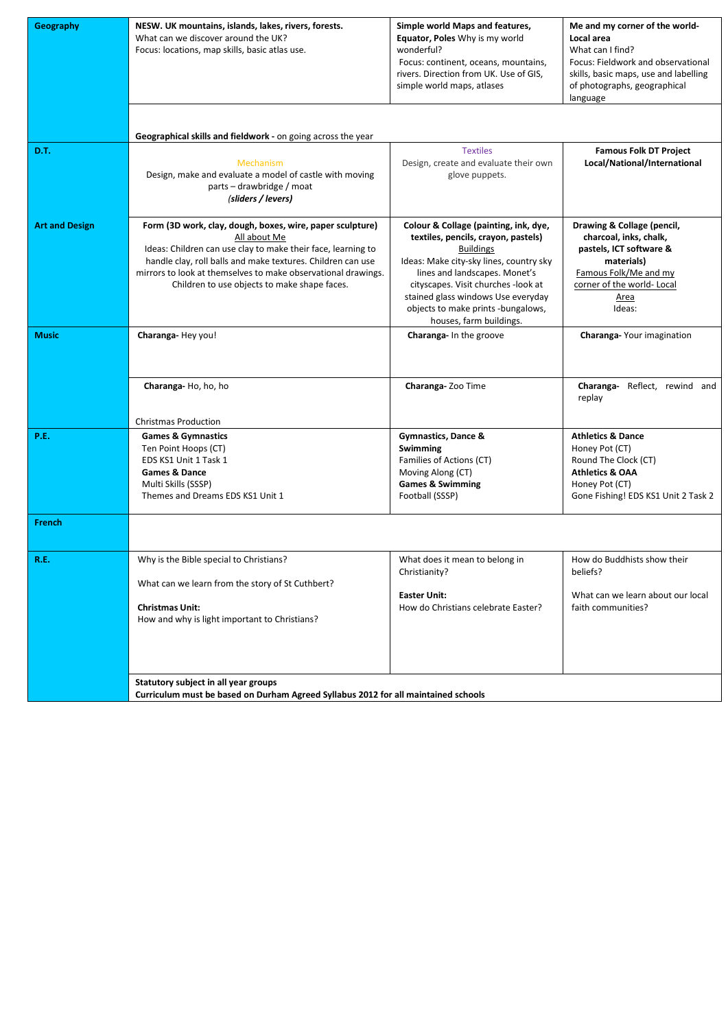| | | | |
|---|---|---|---|
| **Geography** | **NESW. UK mountains, islands, lakes, rivers, forests.**<br>What can we discover around the UK?<br>Focus: locations, map skills, basic atlas use. | **Simple world Maps and features, Equator, Poles** Why is my world wonderful?<br>Focus: continent, oceans, mountains, rivers. Direction from UK. Use of GIS, simple world maps, atlases | **Me and my corner of the world- Local area**<br>What can I find?<br>Focus: Fieldwork and observational skills, basic maps, use and labelling of photographs, geographical language |
| | **Geographical skills and fieldwork -** on going across the year | | |
| **D.T.** | Mechanism<br>Design, make and evaluate a model of castle with moving parts – drawbridge / moat<br>***(sliders / levers)*** | Textiles<br>Design, create and evaluate their own glove puppets. | **Famous Folk DT Project Local/National/International** |
| **Art and Design** | **Form (3D work, clay, dough, boxes, wire, paper sculpture)**<br>All about Me<br>Ideas: Children can use clay to make their face, learning to handle clay, roll balls and make textures. Children can use mirrors to look at themselves to make observational drawings. Children to use objects to make shape faces. | **Colour & Collage (painting, ink, dye, textiles, pencils, crayon, pastels)**<br>Buildings<br>Ideas: Make city-sky lines, country sky lines and landscapes. Monet's cityscapes. Visit churches -look at stained glass windows Use everyday objects to make prints -bungalows, houses, farm buildings. | **Drawing & Collage (pencil, charcoal, inks, chalk, pastels, ICT software & materials)**<br>Famous Folk/Me and my corner of the world- Local Area<br>Ideas: |
| **Music** | **Charanga-** Hey you! | **Charanga-** In the groove | **Charanga-** Your imagination |
| | **Charanga-** Ho, ho, ho<br><br>Christmas Production | **Charanga-** Zoo Time | **Charanga-** Reflect, rewind and replay |
| **P.E.** | **Games & Gymnastics**<br>Ten Point Hoops (CT)<br>EDS KS1 Unit 1 Task 1<br>**Games & Dance**<br>Multi Skills (SSSP)<br>Themes and Dreams EDS KS1 Unit 1 | **Gymnastics, Dance & Swimming**<br>Families of Actions (CT)<br>Moving Along (CT)<br>**Games & Swimming**<br>Football (SSSP) | **Athletics & Dance**<br>Honey Pot (CT)<br>Round The Clock (CT)<br>**Athletics & OAA**<br>Honey Pot (CT)<br>Gone Fishing! EDS KS1 Unit 2 Task 2 |
| **French** | | | |
| **R.E.** | Why is the Bible special to Christians?<br><br>What can we learn from the story of St Cuthbert?<br><br>**Christmas Unit:**<br>How and why is light important to Christians? | What does it mean to belong in Christianity?<br><br>**Easter Unit:**<br>How do Christians celebrate Easter? | How do Buddhists show their beliefs?<br><br>What can we learn about our local faith communities? |
| | **Statutory subject in all year groups**<br>**Curriculum must be based on Durham Agreed Syllabus 2012 for all maintained schools** | | |